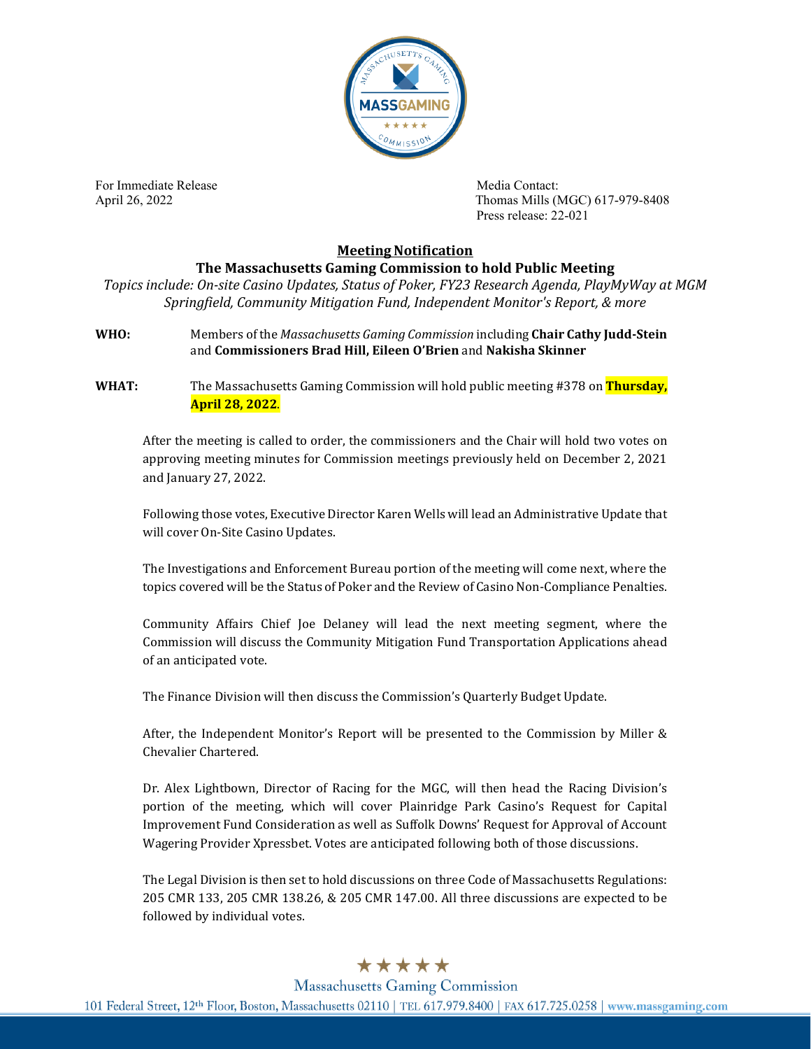For Immediate Release
April 26, 2022

Media Contact:
Thomas Mills (MGC) 617-979-8408
Press release: 22-021

## Meeting Notification

### The Massachusetts Gaming Commission to hold Public Meeting

*Topics include: On-site Casino Updates, Status of Poker, FY23 Research Agenda, PlayMyWay at MGM Springfield, Community Mitigation Fund, Independent Monitor's Report, & more*

**WHO:** Members of the *Massachusetts Gaming Commission* including **Chair Cathy Judd-Stein** and **Commissioners Brad Hill, Eileen O'Brien** and **Nakisha Skinner**

**WHAT:** The Massachusetts Gaming Commission will hold public meeting #378 on **Thursday, April 28, 2022**.

After the meeting is called to order, the commissioners and the Chair will hold two votes on approving meeting minutes for Commission meetings previously held on December 2, 2021 and January 27, 2022.

Following those votes, Executive Director Karen Wells will lead an Administrative Update that will cover On-Site Casino Updates.

The Investigations and Enforcement Bureau portion of the meeting will come next, where the topics covered will be the Status of Poker and the Review of Casino Non-Compliance Penalties.

Community Affairs Chief Joe Delaney will lead the next meeting segment, where the Commission will discuss the Community Mitigation Fund Transportation Applications ahead of an anticipated vote.

The Finance Division will then discuss the Commission's Quarterly Budget Update.

After, the Independent Monitor's Report will be presented to the Commission by Miller & Chevalier Chartered.

Dr. Alex Lightbown, Director of Racing for the MGC, will then head the Racing Division's portion of the meeting, which will cover Plainridge Park Casino's Request for Capital Improvement Fund Consideration as well as Suffolk Downs' Request for Approval of Account Wagering Provider Xpressbet. Votes are anticipated following both of those discussions.

The Legal Division is then set to hold discussions on three Code of Massachusetts Regulations: 205 CMR 133, 205 CMR 138.26, & 205 CMR 147.00. All three discussions are expected to be followed by individual votes.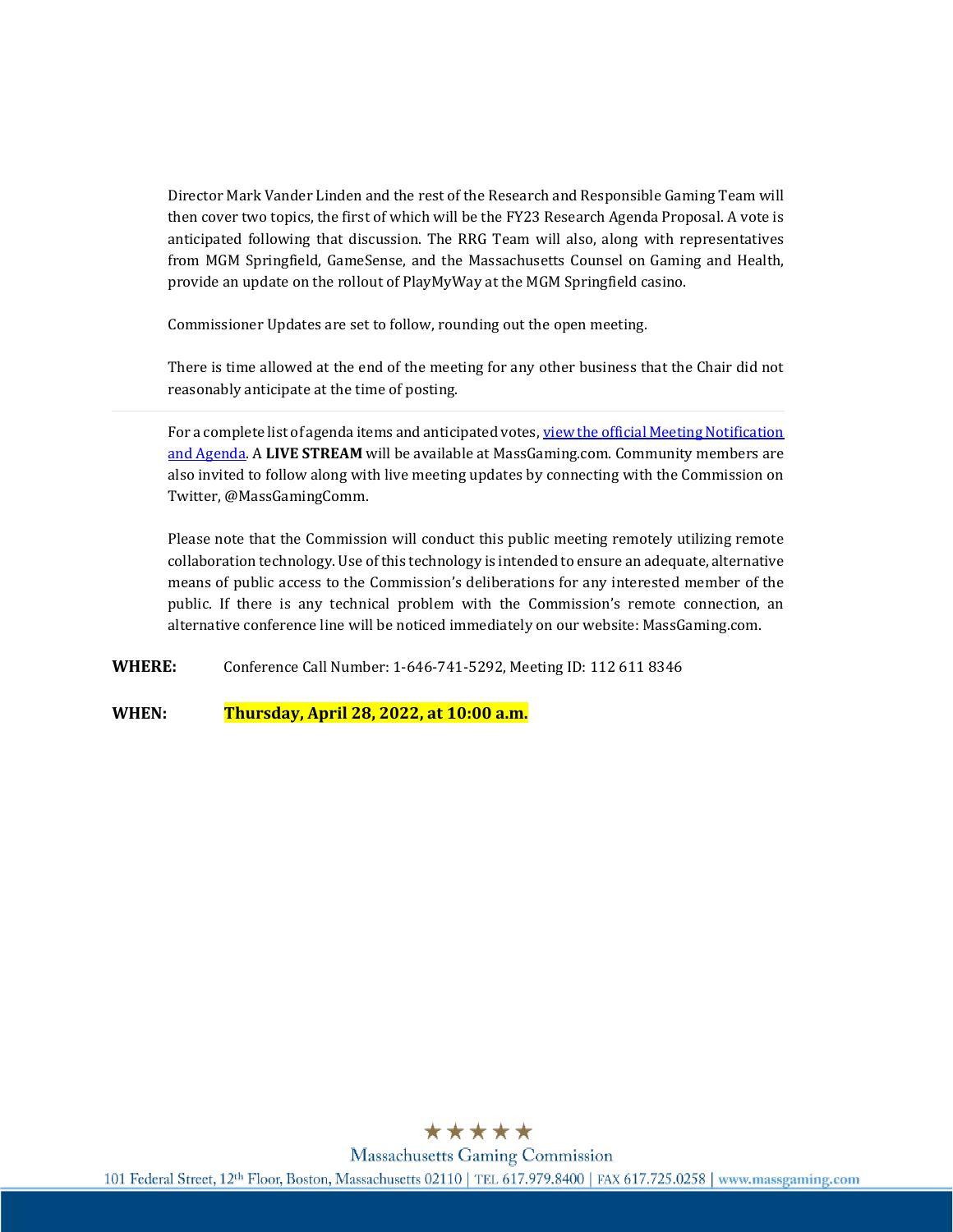Director Mark Vander Linden and the rest of the Research and Responsible Gaming Team will then cover two topics, the first of which will be the FY23 Research Agenda Proposal. A vote is anticipated following that discussion. The RRG Team will also, along with representatives from MGM Springfield, GameSense, and the Massachusetts Counsel on Gaming and Health, provide an update on the rollout of PlayMyWay at the MGM Springfield casino.

Commissioner Updates are set to follow, rounding out the open meeting.

There is time allowed at the end of the meeting for any other business that the Chair did not reasonably anticipate at the time of posting.

---

For a complete list of agenda items and anticipated votes, view the official Meeting Notification and Agenda. A **LIVE STREAM** will be available at MassGaming.com. Community members are also invited to follow along with live meeting updates by connecting with the Commission on Twitter, @MassGamingComm.

Please note that the Commission will conduct this public meeting remotely utilizing remote collaboration technology. Use of this technology is intended to ensure an adequate, alternative means of public access to the Commission's deliberations for any interested member of the public. If there is any technical problem with the Commission's remote connection, an alternative conference line will be noticed immediately on our website: MassGaming.com.

**WHERE:** Conference Call Number: 1-646-741-5292, Meeting ID: 112 611 8346

**WHEN:** **Thursday, April 28, 2022, at 10:00 a.m.**

Massachusetts Gaming Commission

101 Federal Street, 12th Floor, Boston, Massachusetts 02110 | TEL 617.979.8400 | FAX 617.725.0258 | www.massgaming.com